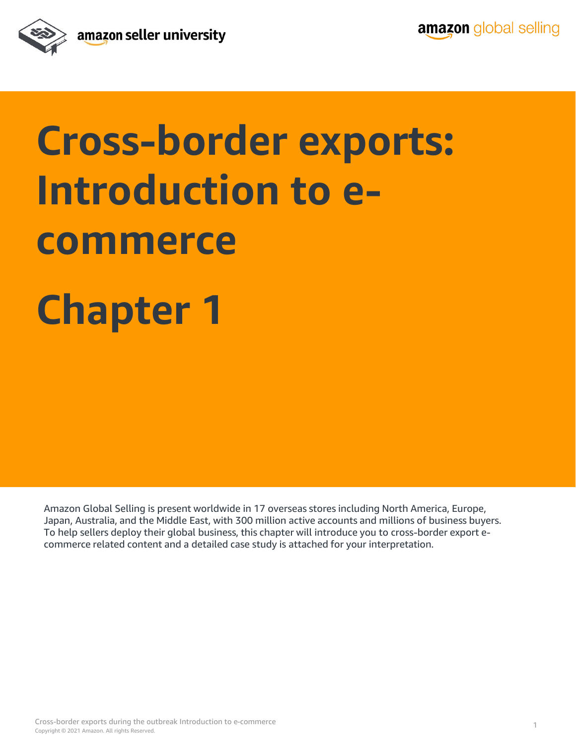# Cross-border exports: Introduction to e-commerce

# Chapter 1

Amazon Global Selling is present worldwide in 17 overseas stores including North America, Europe, Japan, Australia, and the Middle East, with 300 million active accounts and millions of business buyers. To help sellers deploy their global business, this chapter will introduce you to cross-border export e-commerce related content and a detailed case study is attached for your interpretation.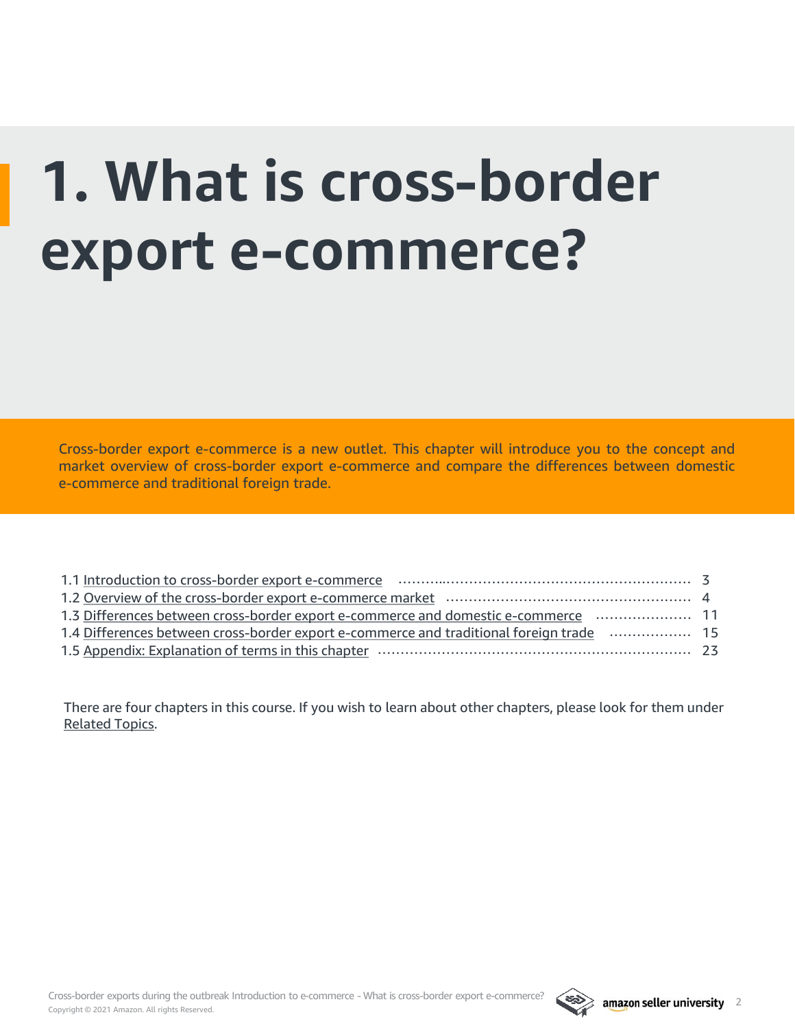# 1. What is cross-border export e-commerce?

Cross-border export e-commerce is a new outlet. This chapter will introduce you to the concept and market overview of cross-border export e-commerce and compare the differences between domestic e-commerce and traditional foreign trade.

1.1 Introduction to cross-border export e-commerce ........................................ 3
1.2 Overview of the cross-border export e-commerce market ........................................ 4
1.3 Differences between cross-border export e-commerce and domestic e-commerce ........................................ 11
1.4 Differences between cross-border export e-commerce and traditional foreign trade ........................................ 15
1.5 Appendix: Explanation of terms in this chapter ........................................ 23

There are four chapters in this course. If you wish to learn about other chapters, please look for them under Related Topics.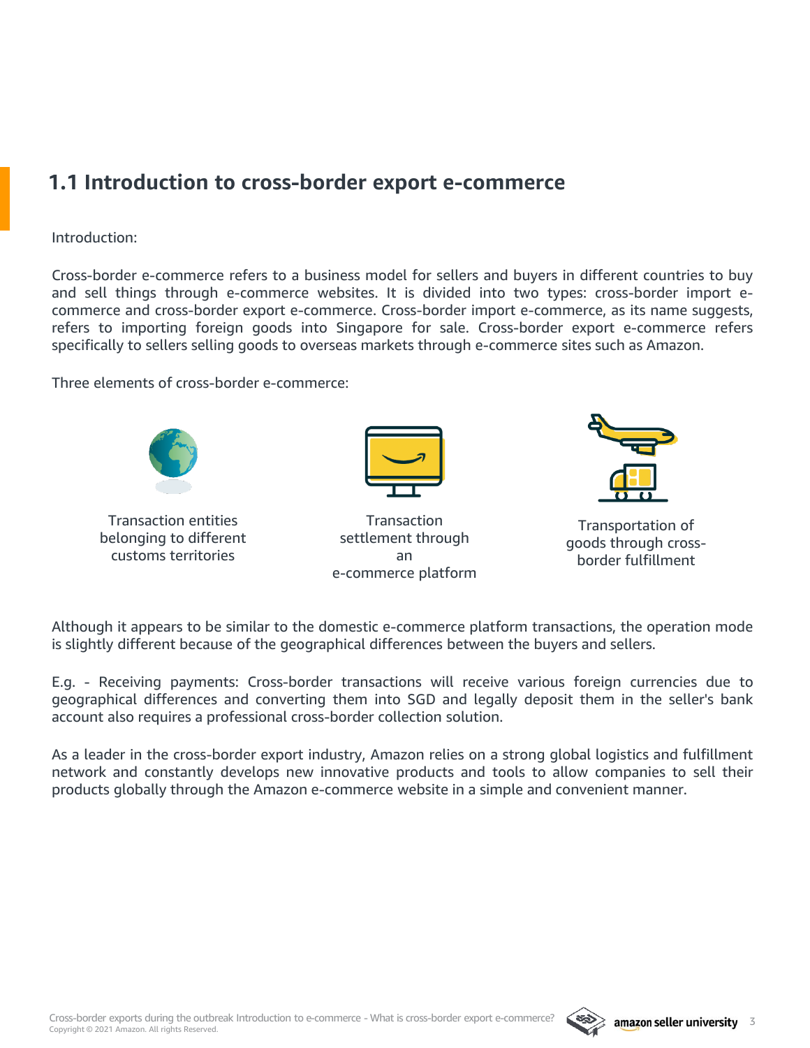## 1.1 Introduction to cross-border export e-commerce

Introduction:

Cross-border e-commerce refers to a business model for sellers and buyers in different countries to buy and sell things through e-commerce websites. It is divided into two types: cross-border import e-commerce and cross-border export e-commerce. Cross-border import e-commerce, as its name suggests, refers to importing foreign goods into Singapore for sale. Cross-border export e-commerce refers specifically to sellers selling goods to overseas markets through e-commerce sites such as Amazon.

Three elements of cross-border e-commerce:

- Transaction entities belonging to different customs territories
- Transaction settlement through an e-commerce platform
- Transportation of goods through cross-border fulfillment

Although it appears to be similar to the domestic e-commerce platform transactions, the operation mode is slightly different because of the geographical differences between the buyers and sellers.

E.g. - Receiving payments: Cross-border transactions will receive various foreign currencies due to geographical differences and converting them into SGD and legally deposit them in the seller's bank account also requires a professional cross-border collection solution.

As a leader in the cross-border export industry, Amazon relies on a strong global logistics and fulfillment network and constantly develops new innovative products and tools to allow companies to sell their products globally through the Amazon e-commerce website in a simple and convenient manner.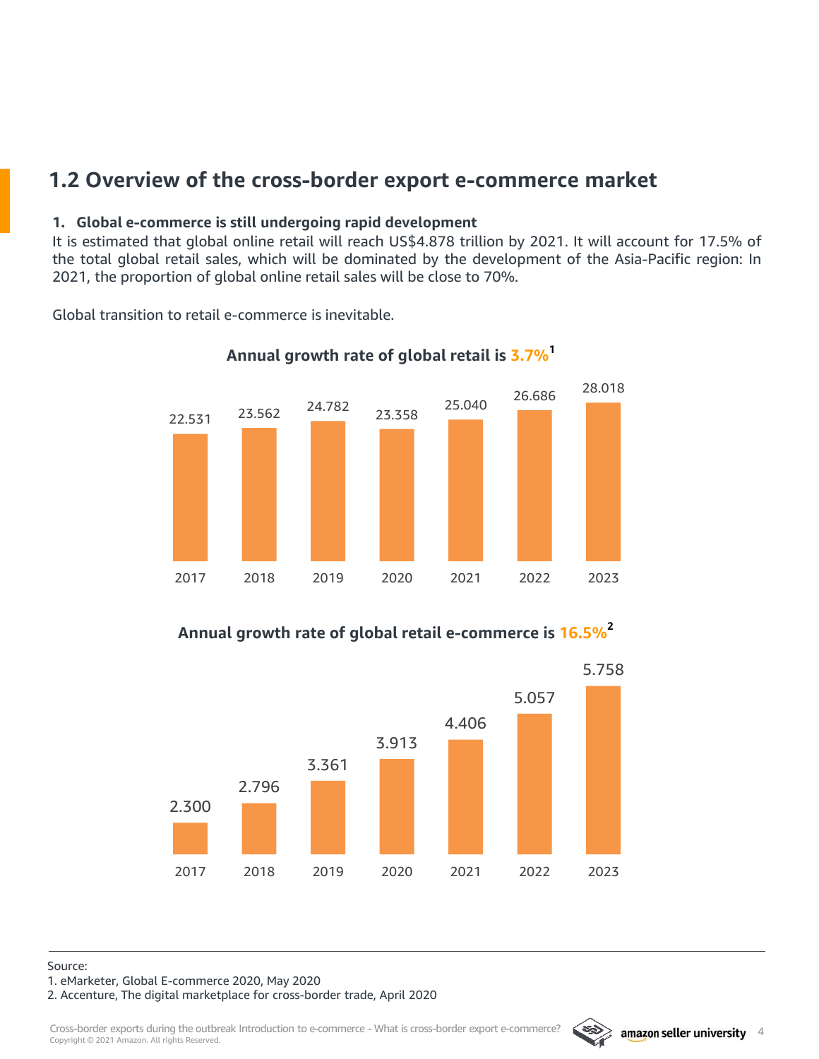## 1.2 Overview of the cross-border export e-commerce market

**1. Global e-commerce is still undergoing rapid development**

It is estimated that global online retail will reach US$4.878 trillion by 2021. It will account for 17.5% of the total global retail sales, which will be dominated by the development of the Asia-Pacific region: In 2021, the proportion of global online retail sales will be close to 70%.

Global transition to retail e-commerce is inevitable.

**Annual growth rate of global retail is 3.7%[1]**

| 2017 | 2018 | 2019 | 2020 | 2021 | 2022 | 2023 |
|---|---|---|---|---|---|---|
| 22.531 | 23.562 | 24.782 | 23.358 | 25.040 | 26.686 | 28.018 |

**Annual growth rate of global retail e-commerce is 16.5%[2]**

| 2017 | 2018 | 2019 | 2020 | 2021 | 2022 | 2023 |
|---|---|---|---|---|---|---|
| 2.300 | 2.796 | 3.361 | 3.913 | 4.406 | 5.057 | 5.758 |

Source:
1. eMarketer, Global E-commerce 2020, May 2020
2. Accenture, The digital marketplace for cross-border trade, April 2020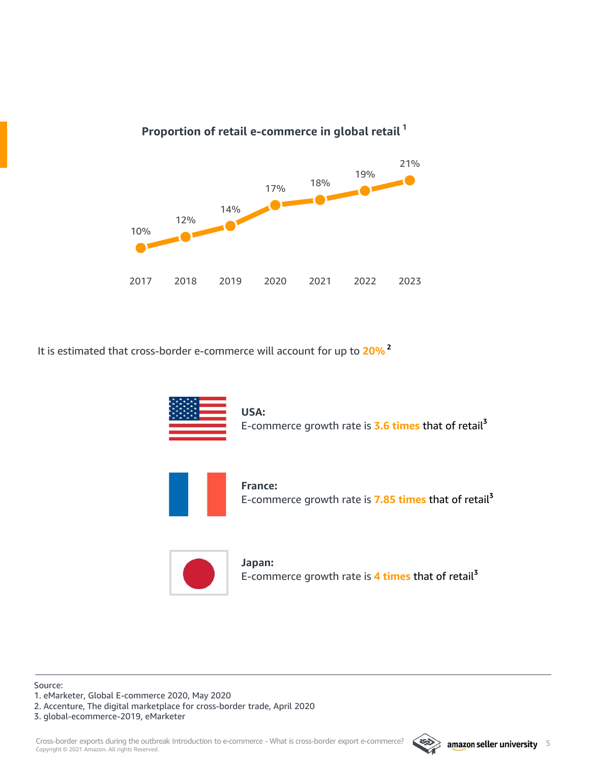### Proportion of retail e-commerce in global retail [1]

| Year | 2017 | 2018 | 2019 | 2020 | 2021 | 2022 | 2023 |
|---|---|---|---|---|---|---|---|
| Proportion | 10% | 12% | 14% | 17% | 18% | 19% | 21% |

It is estimated that cross-border e-commerce will account for up to **20%** [2]

**USA:**
E-commerce growth rate is **3.6 times** that of retail[3]

**France:**
E-commerce growth rate is **7.85 times** that of retail[3]

**Japan:**
E-commerce growth rate is **4 times** that of retail[3]

---

Source:
1. eMarketer, Global E-commerce 2020, May 2020
2. Accenture, The digital marketplace for cross-border trade, April 2020
3. global-ecommerce-2019, eMarketer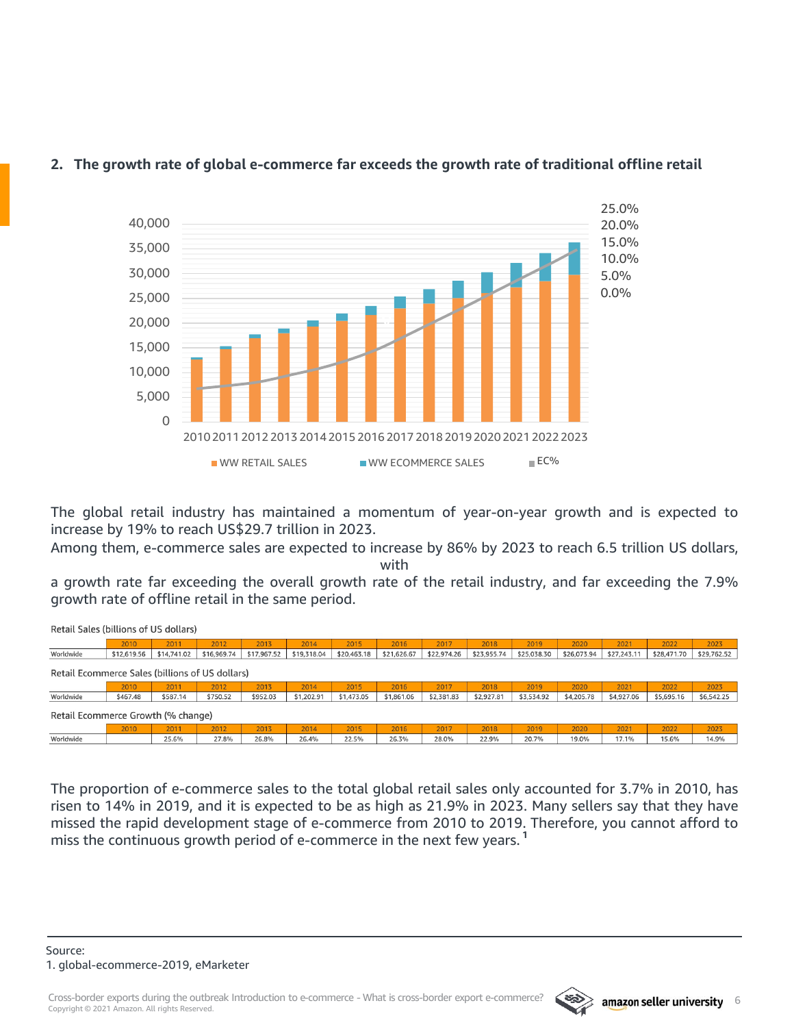## 2. The growth rate of global e-commerce far exceeds the growth rate of traditional offline retail

The global retail industry has maintained a momentum of year-on-year growth and is expected to increase by 19% to reach US$29.7 trillion in 2023.

Among them, e-commerce sales are expected to increase by 86% by 2023 to reach 6.5 trillion US dollars, with a growth rate far exceeding the overall growth rate of the retail industry, and far exceeding the 7.9% growth rate of offline retail in the same period.

Retail Sales (billions of US dollars)

| | 2010 | 2011 | 2012 | 2013 | 2014 | 2015 | 2016 | 2017 | 2018 | 2019 | 2020 | 2021 | 2022 | 2023 |
|---|---|---|---|---|---|---|---|---|---|---|---|---|---|---|
| Worldwide | $12,619.56 | $14,741.02 | $16,969.74 | $17,967.52 | $19,318.04 | $20,463.18 | $21,626.67 | $22,974.26 | $23,955.74 | $25,038.30 | $26,073.94 | $27,243.11 | $28,471.70 | $29,762.52 |

Retail Ecommerce Sales (billions of US dollars)

| | 2010 | 2011 | 2012 | 2013 | 2014 | 2015 | 2016 | 2017 | 2018 | 2019 | 2020 | 2021 | 2022 | 2023 |
|---|---|---|---|---|---|---|---|---|---|---|---|---|---|---|
| Worldwide | $467.48 | $587.14 | $750.52 | $952.03 | $1,202.91 | $1,473.05 | $1,861.06 | $2,381.83 | $2,927.81 | $3,534.92 | $4,205.78 | $4,927.06 | $5,695.16 | $6,542.25 |

Retail Ecommerce Growth (% change)

| | 2010 | 2011 | 2012 | 2013 | 2014 | 2015 | 2016 | 2017 | 2018 | 2019 | 2020 | 2021 | 2022 | 2023 |
|---|---|---|---|---|---|---|---|---|---|---|---|---|---|---|
| Worldwide | | 25.6% | 27.8% | 26.8% | 26.4% | 22.5% | 26.3% | 28.0% | 22.9% | 20.7% | 19.0% | 17.1% | 15.6% | 14.9% |

The proportion of e-commerce sales to the total global retail sales only accounted for 3.7% in 2010, has risen to 14% in 2019, and it is expected to be as high as 21.9% in 2023. Many sellers say that they have missed the rapid development stage of e-commerce from 2010 to 2019. Therefore, you cannot afford to miss the continuous growth period of e-commerce in the next few years. [1]

Source:
1. global-ecommerce-2019, eMarketer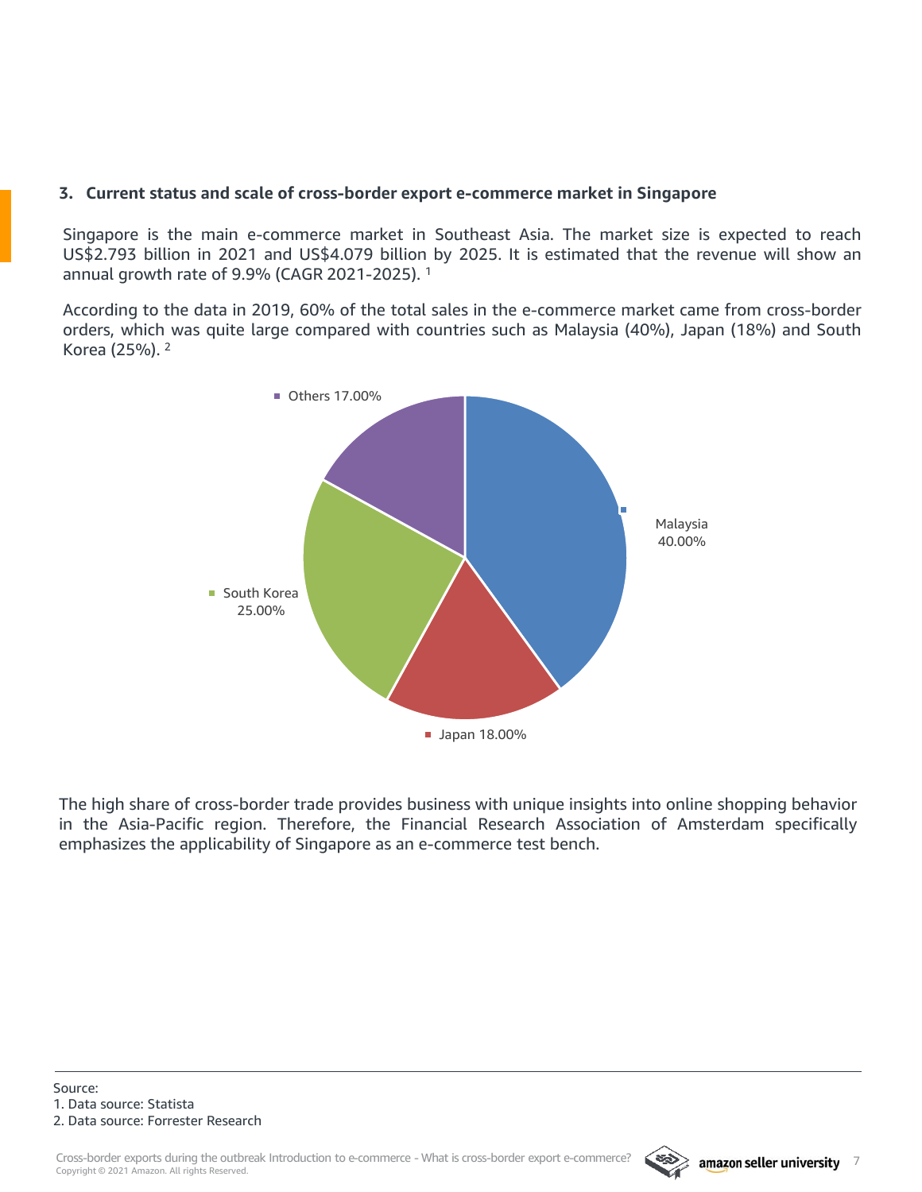### 3. Current status and scale of cross-border export e-commerce market in Singapore

Singapore is the main e-commerce market in Southeast Asia. The market size is expected to reach US$2.793 billion in 2021 and US$4.079 billion by 2025. It is estimated that the revenue will show an annual growth rate of 9.9% (CAGR 2021-2025). [1]

According to the data in 2019, 60% of the total sales in the e-commerce market came from cross-border orders, which was quite large compared with countries such as Malaysia (40%), Japan (18%) and South Korea (25%). [2]

Others 17.00%

Malaysia 40.00%

South Korea 25.00%

Japan 18.00%

The high share of cross-border trade provides business with unique insights into online shopping behavior in the Asia-Pacific region. Therefore, the Financial Research Association of Amsterdam specifically emphasizes the applicability of Singapore as an e-commerce test bench.

Source:
1. Data source: Statista
2. Data source: Forrester Research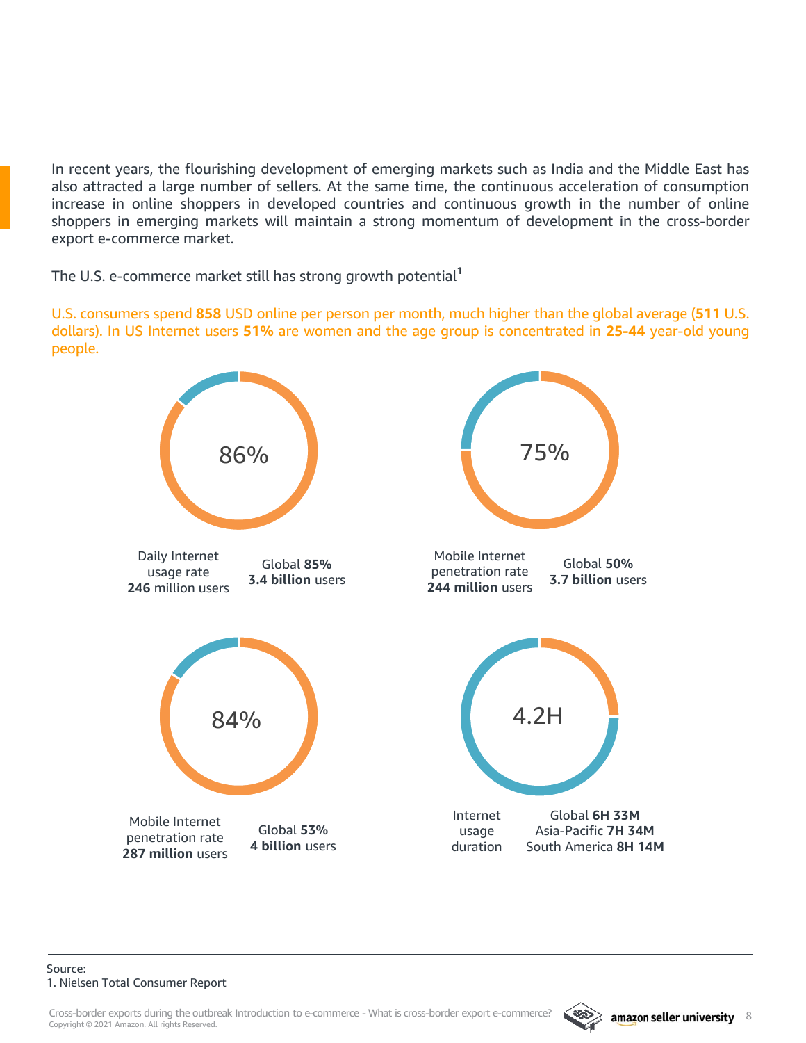In recent years, the flourishing development of emerging markets such as India and the Middle East has also attracted a large number of sellers. At the same time, the continuous acceleration of consumption increase in online shoppers in developed countries and continuous growth in the number of online shoppers in emerging markets will maintain a strong momentum of development in the cross-border export e-commerce market.

The U.S. e-commerce market still has strong growth potential[1]

U.S. consumers spend **858** USD online per person per month, much higher than the global average (**511** U.S. dollars). In US Internet users **51%** are women and the age group is concentrated in **25-44** year-old young people.

86%

Daily Internet usage rate
**246** million users

Global **85%**
**3.4 billion** users

75%

Mobile Internet penetration rate
**244 million** users

Global **50%**
**3.7 billion** users

84%

Mobile Internet penetration rate
**287 million** users

Global **53%**
**4 billion** users

4.2H

Internet usage duration

Global **6H 33M**
Asia-Pacific **7H 34M**
South America **8H 14M**

Source:
1. Nielsen Total Consumer Report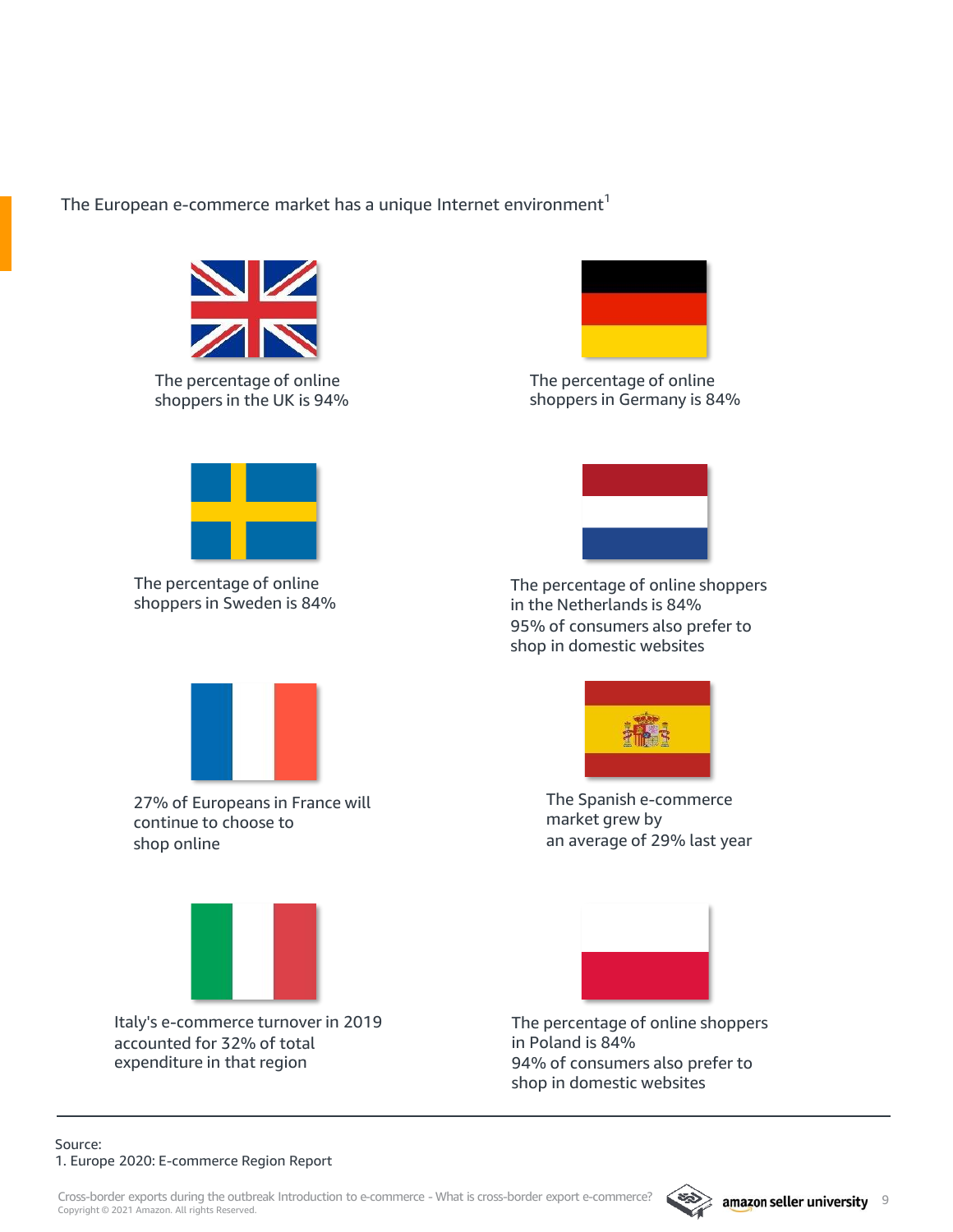The European e-commerce market has a unique Internet environment[1]

The percentage of online shoppers in the UK is 94%

The percentage of online shoppers in Germany is 84%

The percentage of online shoppers in Sweden is 84%

The percentage of online shoppers in the Netherlands is 84%
95% of consumers also prefer to shop in domestic websites

27% of Europeans in France will continue to choose to shop online

The Spanish e-commerce market grew by an average of 29% last year

Italy's e-commerce turnover in 2019 accounted for 32% of total expenditure in that region

The percentage of online shoppers in Poland is 84%
94% of consumers also prefer to shop in domestic websites

---

Source:
1. Europe 2020: E-commerce Region Report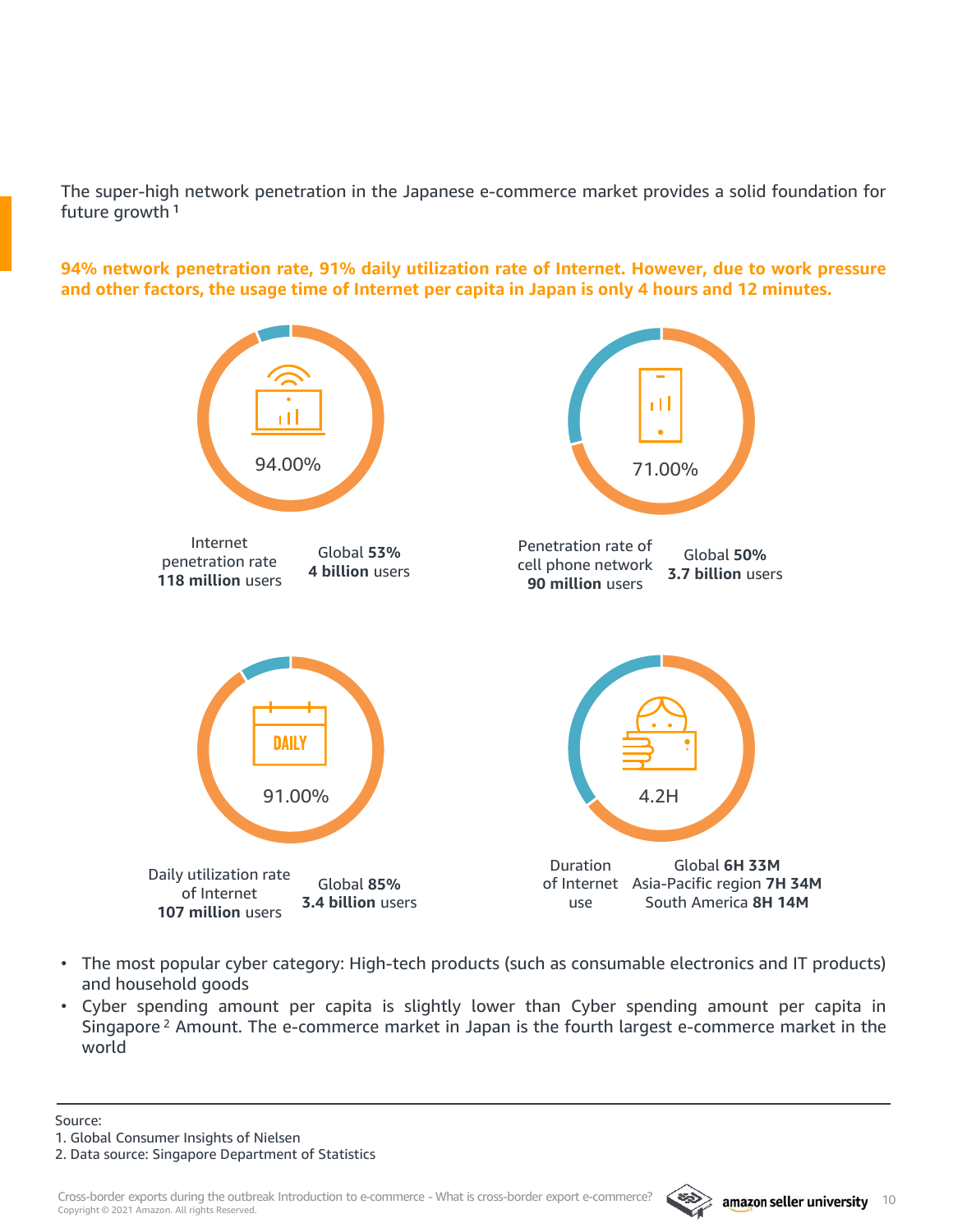The super-high network penetration in the Japanese e-commerce market provides a solid foundation for future growth [1]

**94% network penetration rate, 91% daily utilization rate of Internet. However, due to work pressure and other factors, the usage time of Internet per capita in Japan is only 4 hours and 12 minutes.**

94.00%

Internet penetration rate
**118 million** users

Global **53%**
**4 billion** users

71.00%

Penetration rate of cell phone network
**90 million** users

Global **50%**
**3.7 billion** users

DAILY

91.00%

Daily utilization rate of Internet
**107 million** users

Global **85%**
**3.4 billion** users

4.2H

Duration of Internet use

Global **6H 33M**
Asia-Pacific region **7H 34M**
South America **8H 14M**

- The most popular cyber category: High-tech products (such as consumable electronics and IT products) and household goods
- Cyber spending amount per capita is slightly lower than Cyber spending amount per capita in Singapore [2] Amount. The e-commerce market in Japan is the fourth largest e-commerce market in the world

Source:
1. Global Consumer Insights of Nielsen
2. Data source: Singapore Department of Statistics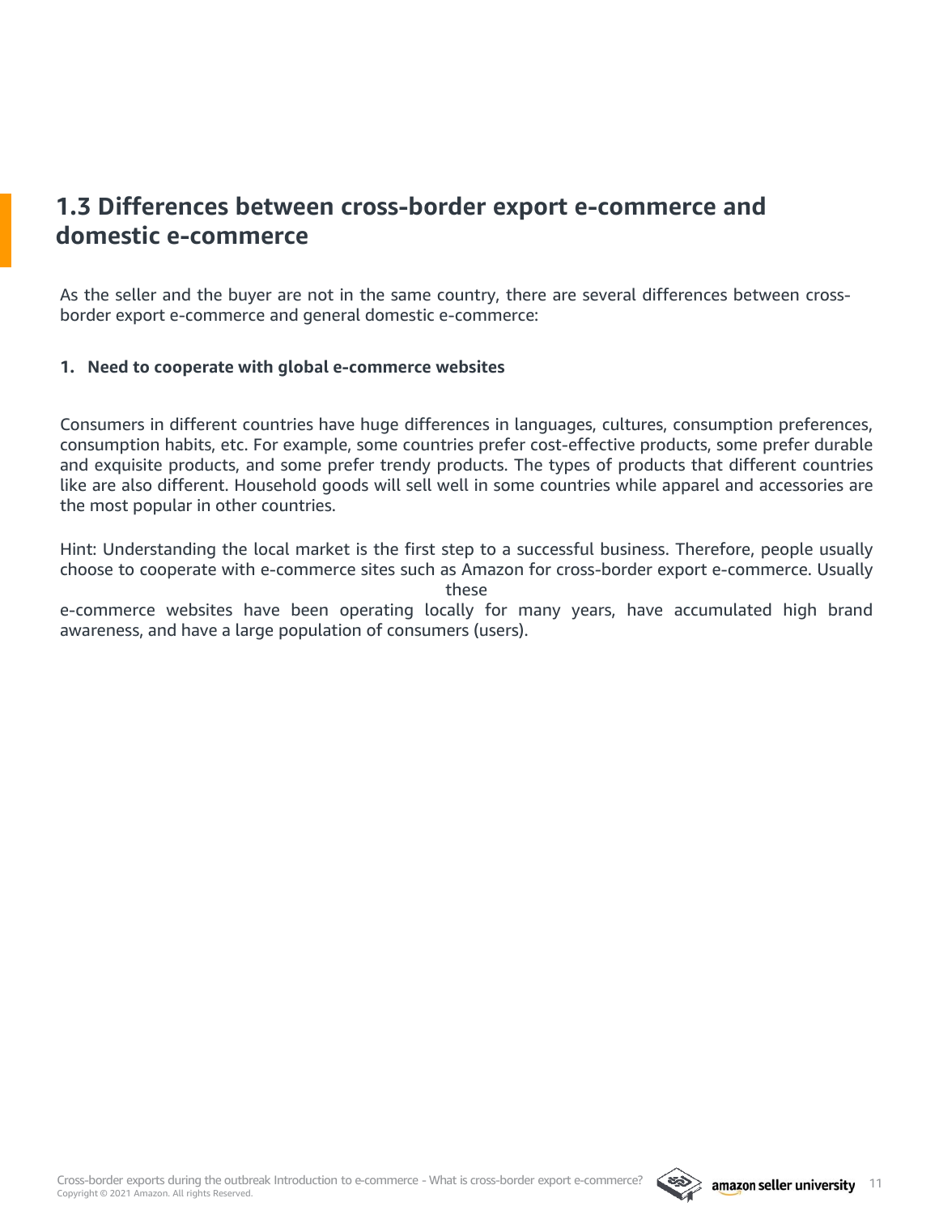## 1.3 Differences between cross-border export e-commerce and domestic e-commerce

As the seller and the buyer are not in the same country, there are several differences between cross-border export e-commerce and general domestic e-commerce:

1. **Need to cooperate with global e-commerce websites**

Consumers in different countries have huge differences in languages, cultures, consumption preferences, consumption habits, etc. For example, some countries prefer cost-effective products, some prefer durable and exquisite products, and some prefer trendy products. The types of products that different countries like are also different. Household goods will sell well in some countries while apparel and accessories are the most popular in other countries.

Hint: Understanding the local market is the first step to a successful business. Therefore, people usually choose to cooperate with e-commerce sites such as Amazon for cross-border export e-commerce. Usually these e-commerce websites have been operating locally for many years, have accumulated high brand awareness, and have a large population of consumers (users).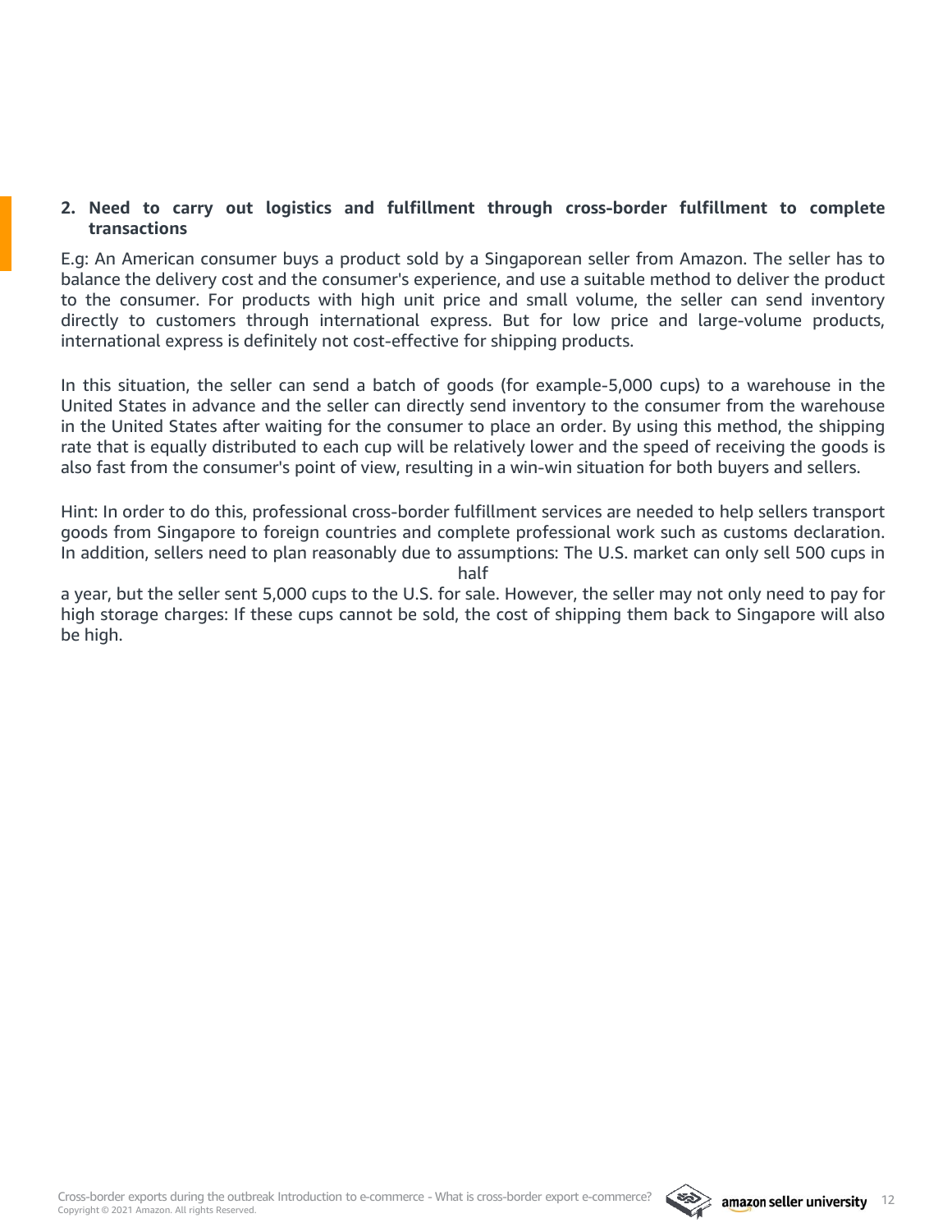2. **Need to carry out logistics and fulfillment through cross-border fulfillment to complete transactions**

E.g: An American consumer buys a product sold by a Singaporean seller from Amazon. The seller has to balance the delivery cost and the consumer's experience, and use a suitable method to deliver the product to the consumer. For products with high unit price and small volume, the seller can send inventory directly to customers through international express. But for low price and large-volume products, international express is definitely not cost-effective for shipping products.

In this situation, the seller can send a batch of goods (for example-5,000 cups) to a warehouse in the United States in advance and the seller can directly send inventory to the consumer from the warehouse in the United States after waiting for the consumer to place an order. By using this method, the shipping rate that is equally distributed to each cup will be relatively lower and the speed of receiving the goods is also fast from the consumer's point of view, resulting in a win-win situation for both buyers and sellers.

Hint: In order to do this, professional cross-border fulfillment services are needed to help sellers transport goods from Singapore to foreign countries and complete professional work such as customs declaration. In addition, sellers need to plan reasonably due to assumptions: The U.S. market can only sell 500 cups in half a year, but the seller sent 5,000 cups to the U.S. for sale. However, the seller may not only need to pay for high storage charges: If these cups cannot be sold, the cost of shipping them back to Singapore will also be high.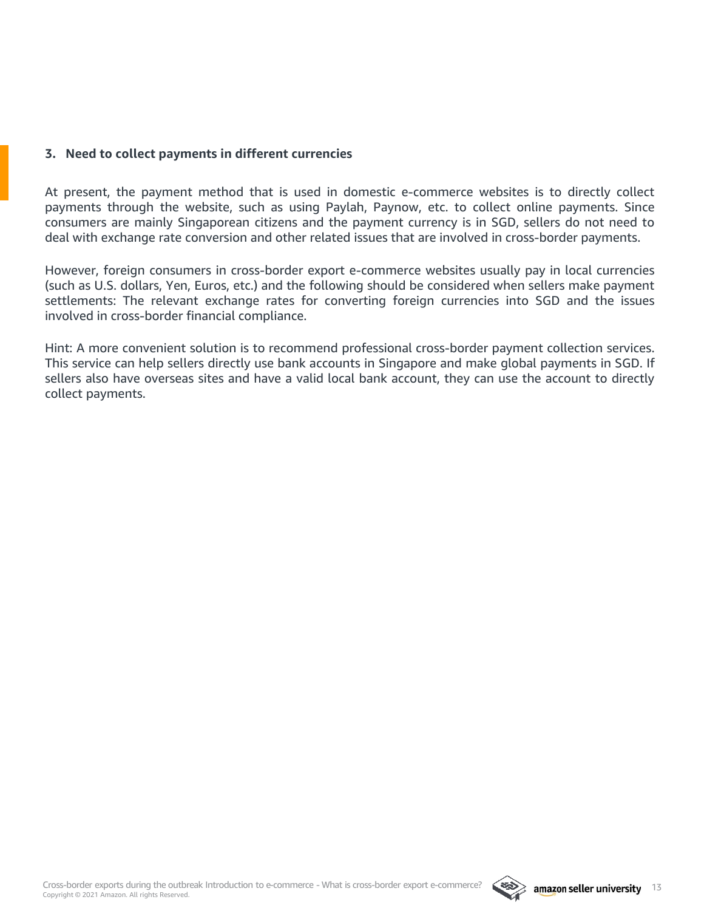### 3. Need to collect payments in different currencies

At present, the payment method that is used in domestic e-commerce websites is to directly collect payments through the website, such as using Paylah, Paynow, etc. to collect online payments. Since consumers are mainly Singaporean citizens and the payment currency is in SGD, sellers do not need to deal with exchange rate conversion and other related issues that are involved in cross-border payments.

However, foreign consumers in cross-border export e-commerce websites usually pay in local currencies (such as U.S. dollars, Yen, Euros, etc.) and the following should be considered when sellers make payment settlements: The relevant exchange rates for converting foreign currencies into SGD and the issues involved in cross-border financial compliance.

Hint: A more convenient solution is to recommend professional cross-border payment collection services. This service can help sellers directly use bank accounts in Singapore and make global payments in SGD. If sellers also have overseas sites and have a valid local bank account, they can use the account to directly collect payments.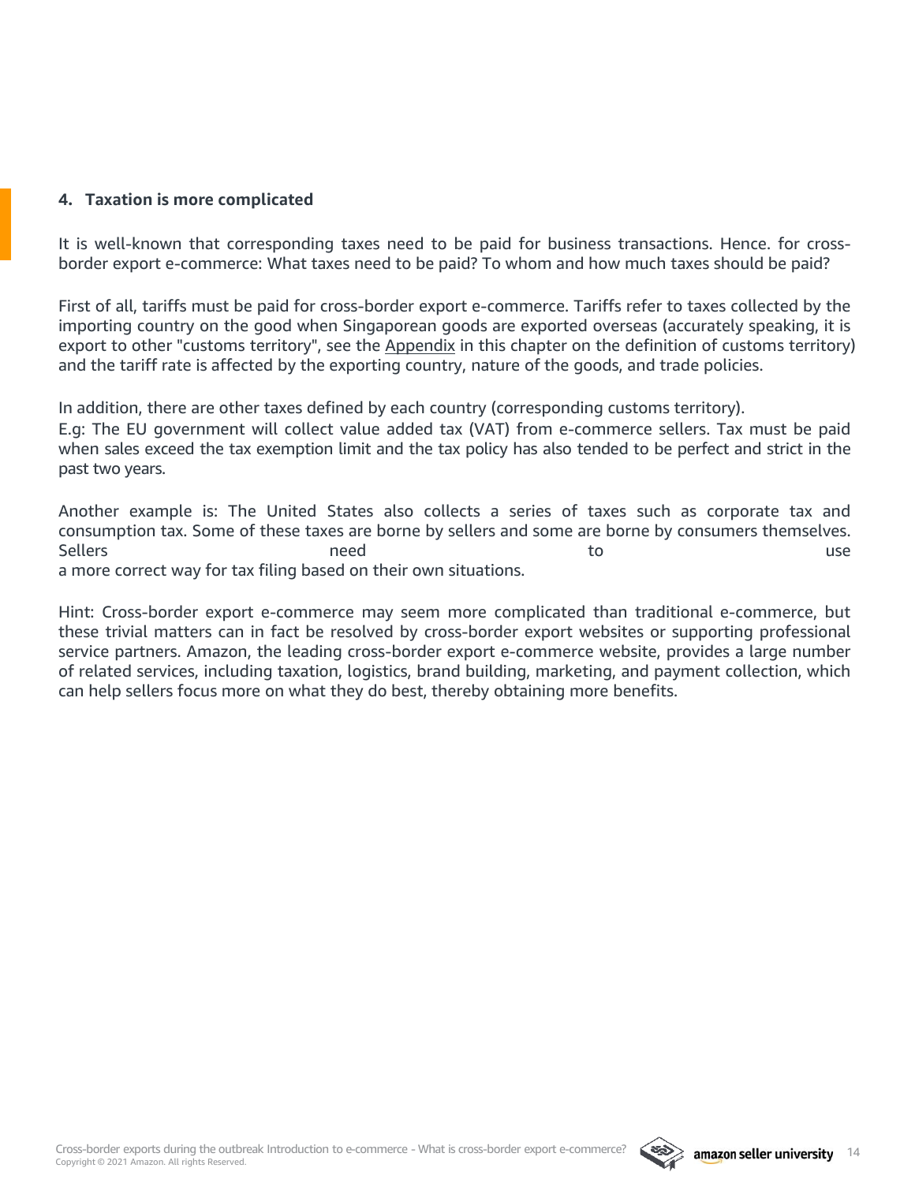#### 4. Taxation is more complicated

It is well-known that corresponding taxes need to be paid for business transactions. Hence. for cross-border export e-commerce: What taxes need to be paid? To whom and how much taxes should be paid?

First of all, tariffs must be paid for cross-border export e-commerce. Tariffs refer to taxes collected by the importing country on the good when Singaporean goods are exported overseas (accurately speaking, it is export to other "customs territory", see the Appendix in this chapter on the definition of customs territory) and the tariff rate is affected by the exporting country, nature of the goods, and trade policies.

In addition, there are other taxes defined by each country (corresponding customs territory).
E.g: The EU government will collect value added tax (VAT) from e-commerce sellers. Tax must be paid when sales exceed the tax exemption limit and the tax policy has also tended to be perfect and strict in the past two years.

Another example is: The United States also collects a series of taxes such as corporate tax and consumption tax. Some of these taxes are borne by sellers and some are borne by consumers themselves. Sellers need to use a more correct way for tax filing based on their own situations.

Hint: Cross-border export e-commerce may seem more complicated than traditional e-commerce, but these trivial matters can in fact be resolved by cross-border export websites or supporting professional service partners. Amazon, the leading cross-border export e-commerce website, provides a large number of related services, including taxation, logistics, brand building, marketing, and payment collection, which can help sellers focus more on what they do best, thereby obtaining more benefits.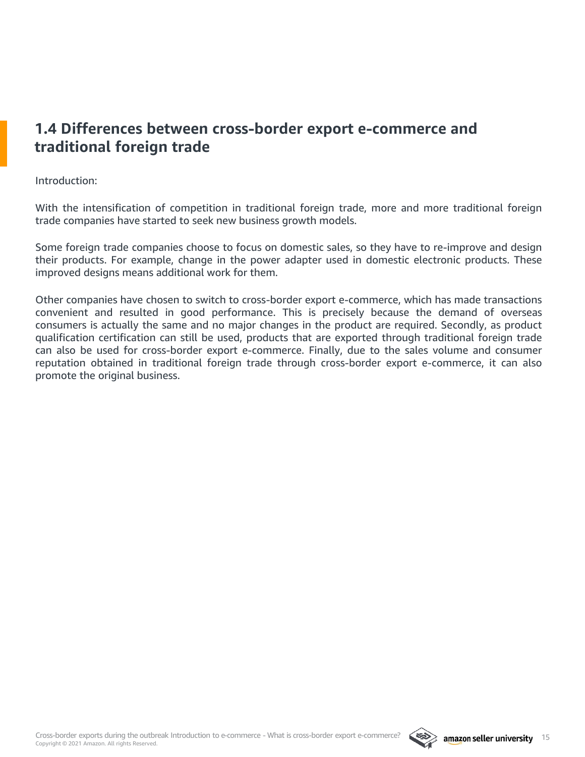## 1.4 Differences between cross-border export e-commerce and traditional foreign trade

Introduction:

With the intensification of competition in traditional foreign trade, more and more traditional foreign trade companies have started to seek new business growth models.

Some foreign trade companies choose to focus on domestic sales, so they have to re-improve and design their products. For example, change in the power adapter used in domestic electronic products. These improved designs means additional work for them.

Other companies have chosen to switch to cross-border export e-commerce, which has made transactions convenient and resulted in good performance. This is precisely because the demand of overseas consumers is actually the same and no major changes in the product are required. Secondly, as product qualification certification can still be used, products that are exported through traditional foreign trade can also be used for cross-border export e-commerce. Finally, due to the sales volume and consumer reputation obtained in traditional foreign trade through cross-border export e-commerce, it can also promote the original business.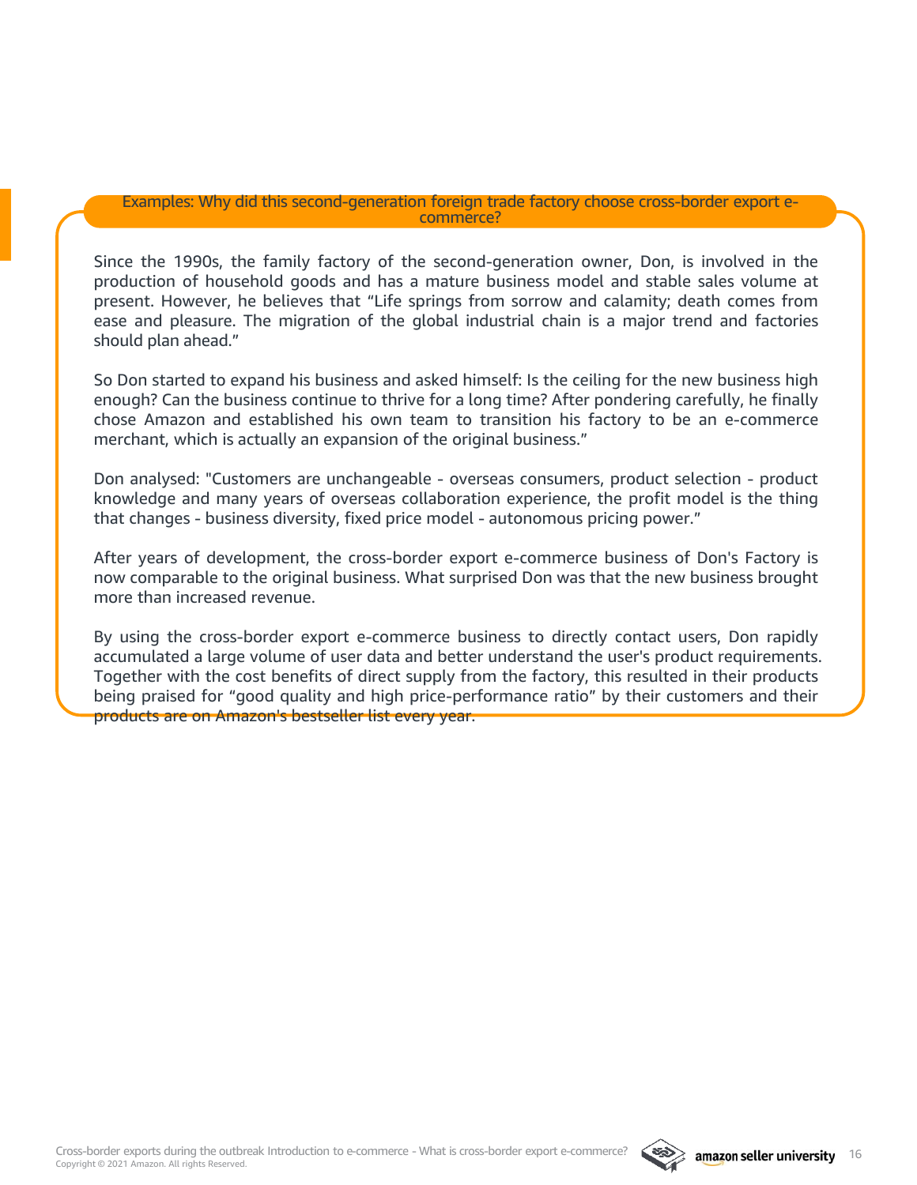### Examples: Why did this second-generation foreign trade factory choose cross-border export e-commerce?

Since the 1990s, the family factory of the second-generation owner, Don, is involved in the production of household goods and has a mature business model and stable sales volume at present. However, he believes that "Life springs from sorrow and calamity; death comes from ease and pleasure. The migration of the global industrial chain is a major trend and factories should plan ahead."

So Don started to expand his business and asked himself: Is the ceiling for the new business high enough? Can the business continue to thrive for a long time? After pondering carefully, he finally chose Amazon and established his own team to transition his factory to be an e-commerce merchant, which is actually an expansion of the original business."

Don analysed: "Customers are unchangeable - overseas consumers, product selection - product knowledge and many years of overseas collaboration experience, the profit model is the thing that changes - business diversity, fixed price model - autonomous pricing power."

After years of development, the cross-border export e-commerce business of Don's Factory is now comparable to the original business. What surprised Don was that the new business brought more than increased revenue.

By using the cross-border export e-commerce business to directly contact users, Don rapidly accumulated a large volume of user data and better understand the user's product requirements. Together with the cost benefits of direct supply from the factory, this resulted in their products being praised for "good quality and high price-performance ratio" by their customers and their products are on Amazon's bestseller list every year.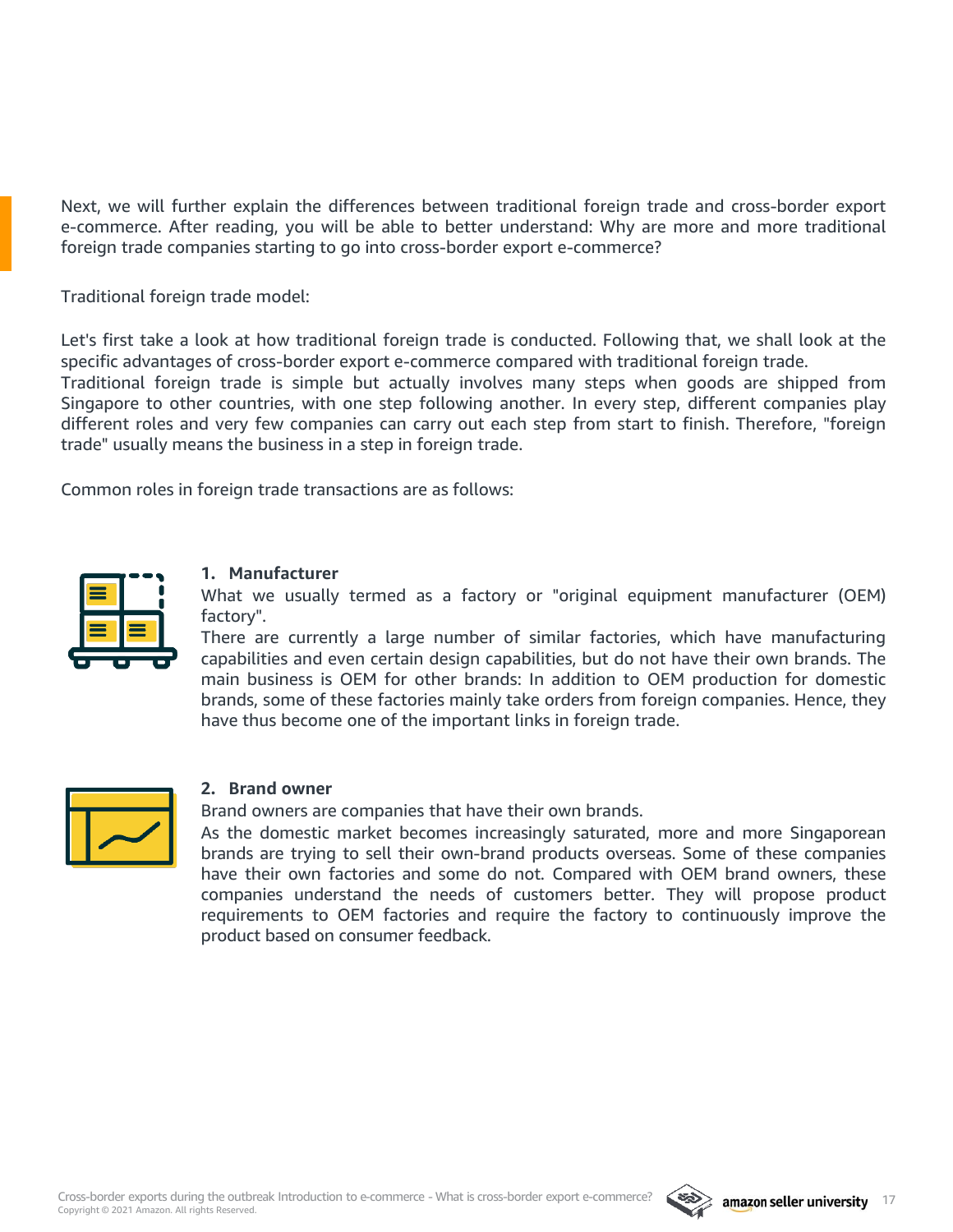Next, we will further explain the differences between traditional foreign trade and cross-border export e-commerce. After reading, you will be able to better understand: Why are more and more traditional foreign trade companies starting to go into cross-border export e-commerce?

Traditional foreign trade model:

Let's first take a look at how traditional foreign trade is conducted. Following that, we shall look at the specific advantages of cross-border export e-commerce compared with traditional foreign trade.
Traditional foreign trade is simple but actually involves many steps when goods are shipped from Singapore to other countries, with one step following another. In every step, different companies play different roles and very few companies can carry out each step from start to finish. Therefore, "foreign trade" usually means the business in a step in foreign trade.

Common roles in foreign trade transactions are as follows:

1. **Manufacturer**
   What we usually termed as a factory or "original equipment manufacturer (OEM) factory".
   There are currently a large number of similar factories, which have manufacturing capabilities and even certain design capabilities, but do not have their own brands. The main business is OEM for other brands: In addition to OEM production for domestic brands, some of these factories mainly take orders from foreign companies. Hence, they have thus become one of the important links in foreign trade.

2. **Brand owner**
   Brand owners are companies that have their own brands.
   As the domestic market becomes increasingly saturated, more and more Singaporean brands are trying to sell their own-brand products overseas. Some of these companies have their own factories and some do not. Compared with OEM brand owners, these companies understand the needs of customers better. They will propose product requirements to OEM factories and require the factory to continuously improve the product based on consumer feedback.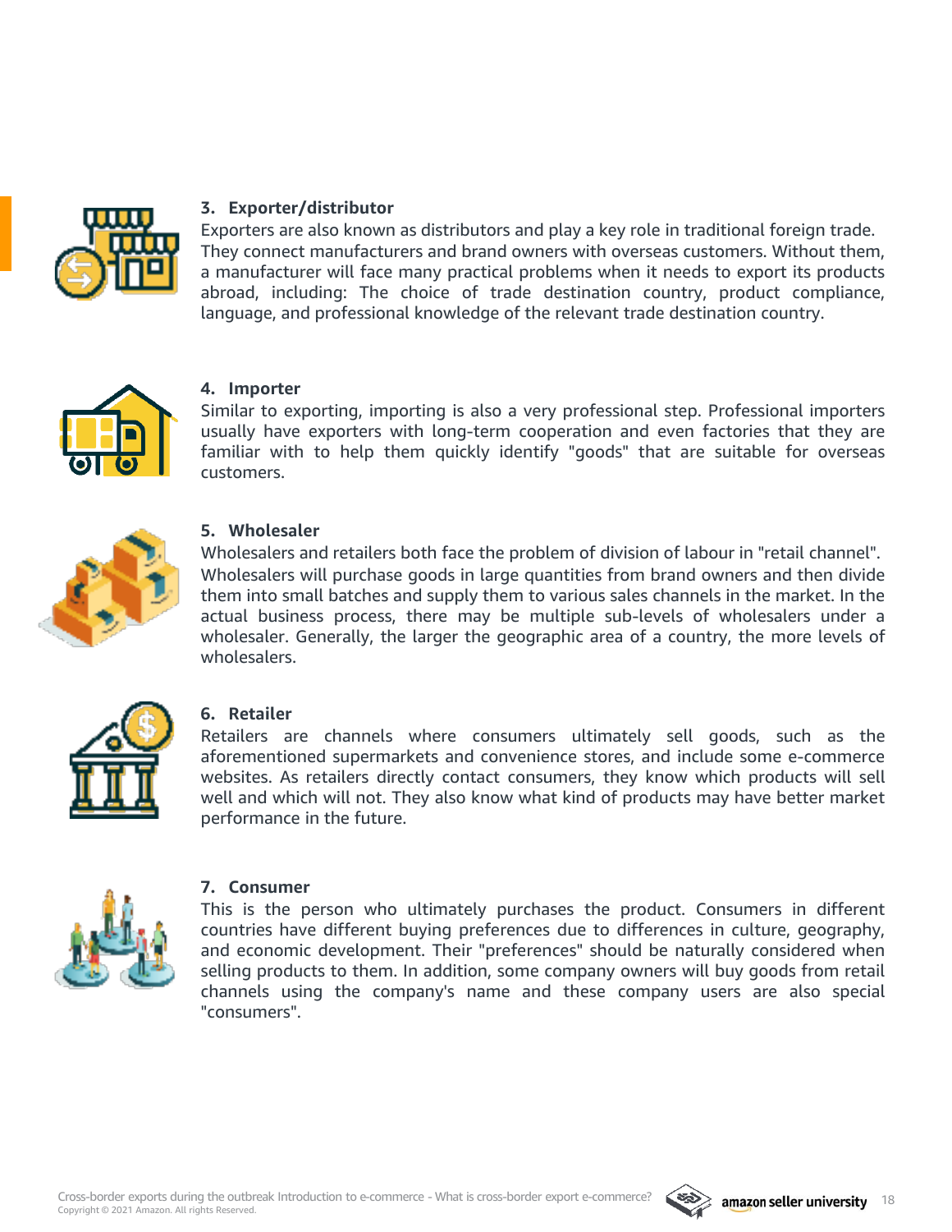### 3. Exporter/distributor

Exporters are also known as distributors and play a key role in traditional foreign trade. They connect manufacturers and brand owners with overseas customers. Without them, a manufacturer will face many practical problems when it needs to export its products abroad, including: The choice of trade destination country, product compliance, language, and professional knowledge of the relevant trade destination country.

### 4. Importer

Similar to exporting, importing is also a very professional step. Professional importers usually have exporters with long-term cooperation and even factories that they are familiar with to help them quickly identify "goods" that are suitable for overseas customers.

### 5. Wholesaler

Wholesalers and retailers both face the problem of division of labour in "retail channel". Wholesalers will purchase goods in large quantities from brand owners and then divide them into small batches and supply them to various sales channels in the market. In the actual business process, there may be multiple sub-levels of wholesalers under a wholesaler. Generally, the larger the geographic area of a country, the more levels of wholesalers.

### 6. Retailer

Retailers are channels where consumers ultimately sell goods, such as the aforementioned supermarkets and convenience stores, and include some e-commerce websites. As retailers directly contact consumers, they know which products will sell well and which will not. They also know what kind of products may have better market performance in the future.

### 7. Consumer

This is the person who ultimately purchases the product. Consumers in different countries have different buying preferences due to differences in culture, geography, and economic development. Their "preferences" should be naturally considered when selling products to them. In addition, some company owners will buy goods from retail channels using the company's name and these company users are also special "consumers".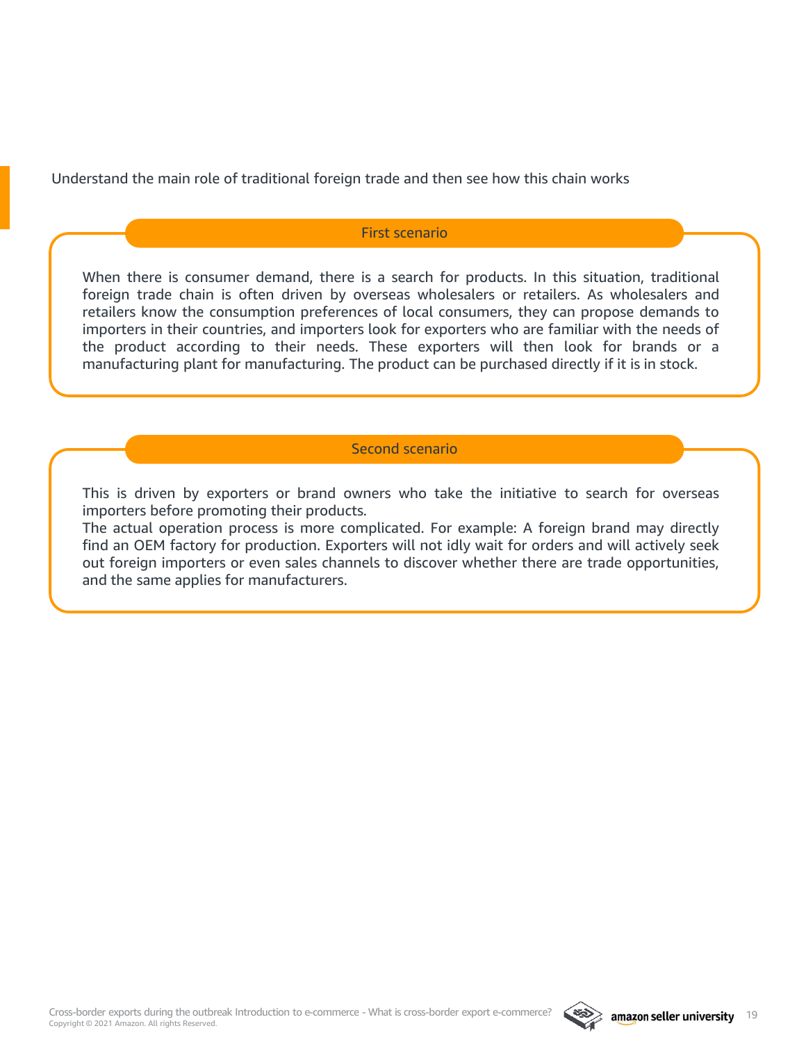Understand the main role of traditional foreign trade and then see how this chain works

## First scenario

When there is consumer demand, there is a search for products. In this situation, traditional foreign trade chain is often driven by overseas wholesalers or retailers. As wholesalers and retailers know the consumption preferences of local consumers, they can propose demands to importers in their countries, and importers look for exporters who are familiar with the needs of the product according to their needs. These exporters will then look for brands or a manufacturing plant for manufacturing. The product can be purchased directly if it is in stock.

## Second scenario

This is driven by exporters or brand owners who take the initiative to search for overseas importers before promoting their products.
The actual operation process is more complicated. For example: A foreign brand may directly find an OEM factory for production. Exporters will not idly wait for orders and will actively seek out foreign importers or even sales channels to discover whether there are trade opportunities, and the same applies for manufacturers.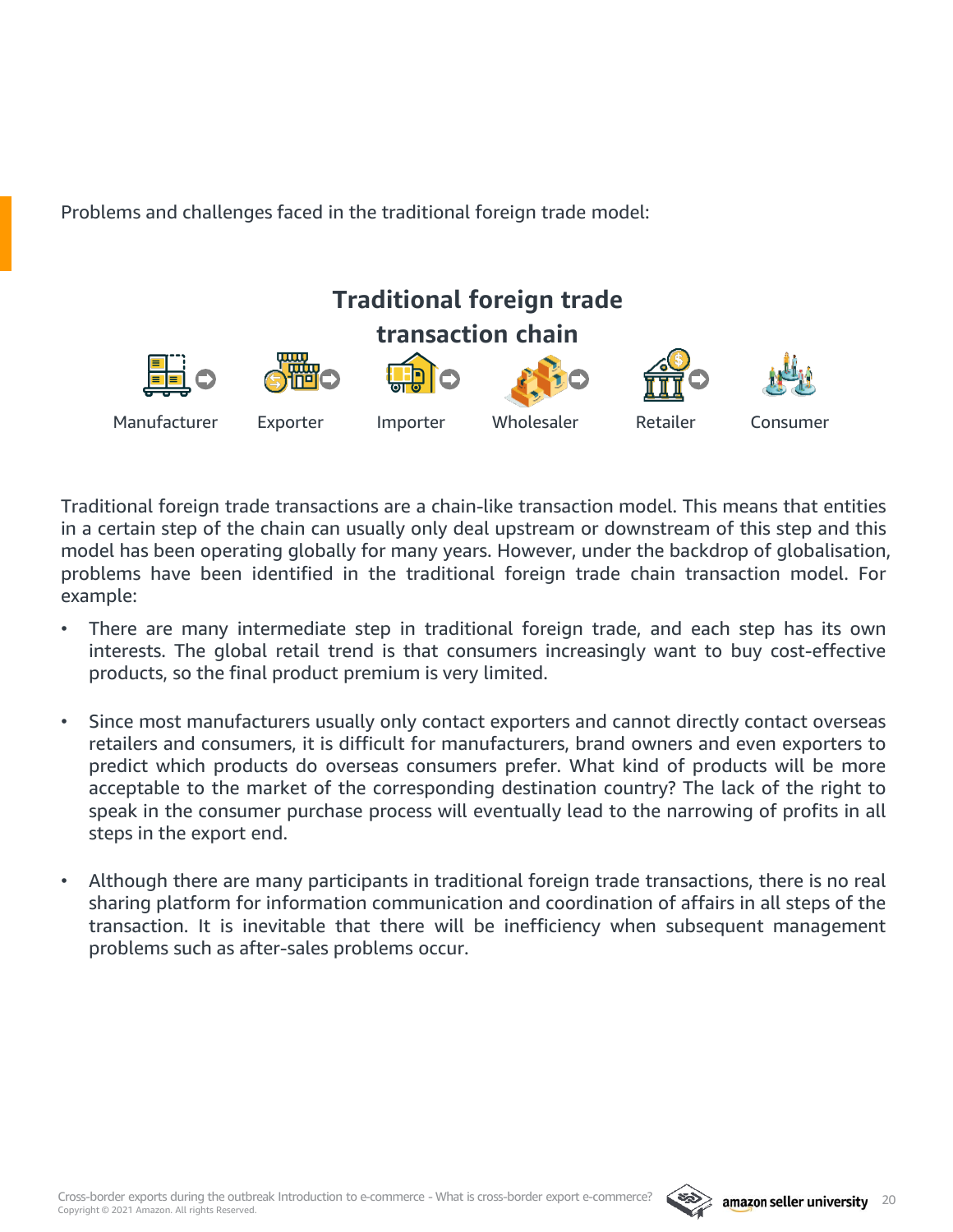Problems and challenges faced in the traditional foreign trade model:

## Traditional foreign trade transaction chain

Manufacturer → Exporter → Importer → Wholesaler → Retailer → Consumer

Traditional foreign trade transactions are a chain-like transaction model. This means that entities in a certain step of the chain can usually only deal upstream or downstream of this step and this model has been operating globally for many years. However, under the backdrop of globalisation, problems have been identified in the traditional foreign trade chain transaction model. For example:

- There are many intermediate step in traditional foreign trade, and each step has its own interests. The global retail trend is that consumers increasingly want to buy cost-effective products, so the final product premium is very limited.

- Since most manufacturers usually only contact exporters and cannot directly contact overseas retailers and consumers, it is difficult for manufacturers, brand owners and even exporters to predict which products do overseas consumers prefer. What kind of products will be more acceptable to the market of the corresponding destination country? The lack of the right to speak in the consumer purchase process will eventually lead to the narrowing of profits in all steps in the export end.

- Although there are many participants in traditional foreign trade transactions, there is no real sharing platform for information communication and coordination of affairs in all steps of the transaction. It is inevitable that there will be inefficiency when subsequent management problems such as after-sales problems occur.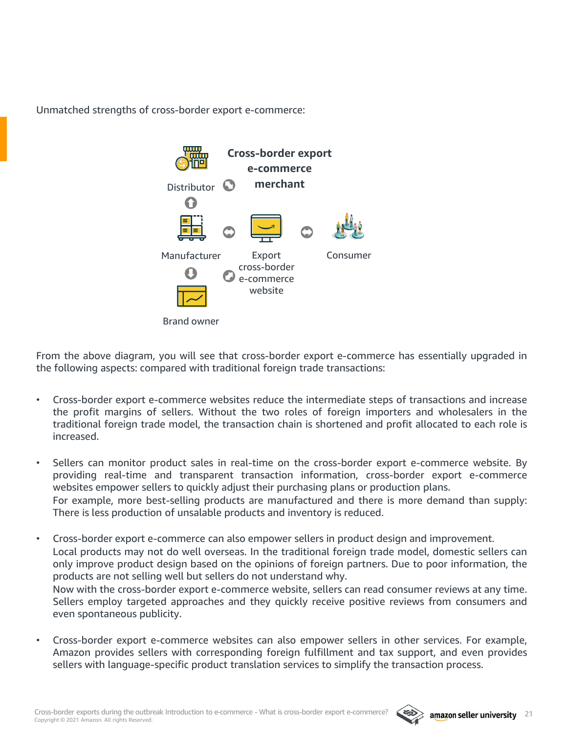Unmatched strengths of cross-border export e-commerce:

**Cross-border export e-commerce merchant**

Distributor

Manufacturer

Export cross-border e-commerce website

Consumer

Brand owner

From the above diagram, you will see that cross-border export e-commerce has essentially upgraded in the following aspects: compared with traditional foreign trade transactions:

- Cross-border export e-commerce websites reduce the intermediate steps of transactions and increase the profit margins of sellers. Without the two roles of foreign importers and wholesalers in the traditional foreign trade model, the transaction chain is shortened and profit allocated to each role is increased.

- Sellers can monitor product sales in real-time on the cross-border export e-commerce website. By providing real-time and transparent transaction information, cross-border export e-commerce websites empower sellers to quickly adjust their purchasing plans or production plans.
  For example, more best-selling products are manufactured and there is more demand than supply: There is less production of unsalable products and inventory is reduced.

- Cross-border export e-commerce can also empower sellers in product design and improvement.
  Local products may not do well overseas. In the traditional foreign trade model, domestic sellers can only improve product design based on the opinions of foreign partners. Due to poor information, the products are not selling well but sellers do not understand why.
  Now with the cross-border export e-commerce website, sellers can read consumer reviews at any time. Sellers employ targeted approaches and they quickly receive positive reviews from consumers and even spontaneous publicity.

- Cross-border export e-commerce websites can also empower sellers in other services. For example, Amazon provides sellers with corresponding foreign fulfillment and tax support, and even provides sellers with language-specific product translation services to simplify the transaction process.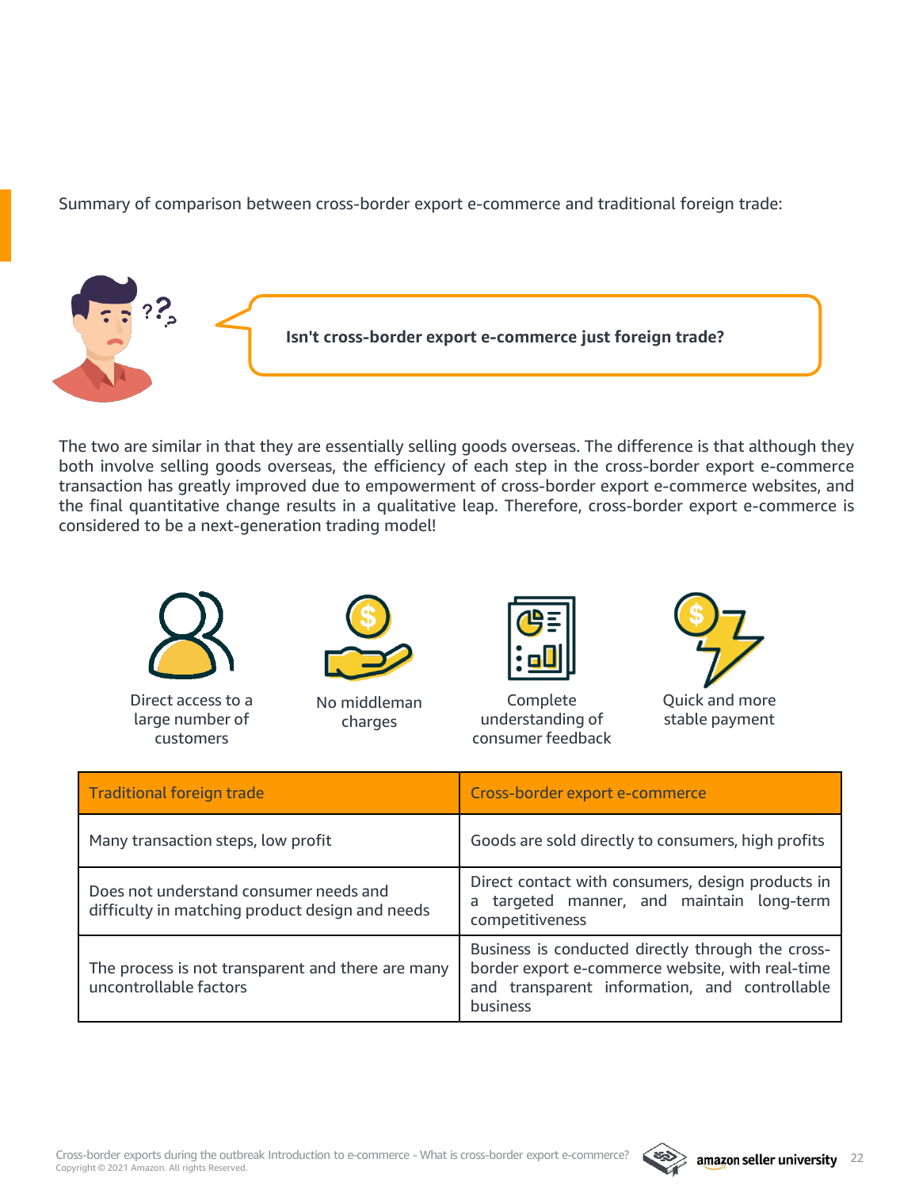Summary of comparison between cross-border export e-commerce and traditional foreign trade:

**Isn't cross-border export e-commerce just foreign trade?**

The two are similar in that they are essentially selling goods overseas. The difference is that although they both involve selling goods overseas, the efficiency of each step in the cross-border export e-commerce transaction has greatly improved due to empowerment of cross-border export e-commerce websites, and the final quantitative change results in a qualitative leap. Therefore, cross-border export e-commerce is considered to be a next-generation trading model!

- Direct access to a large number of customers
- No middleman charges
- Complete understanding of consumer feedback
- Quick and more stable payment

| Traditional foreign trade | Cross-border export e-commerce |
| --- | --- |
| Many transaction steps, low profit | Goods are sold directly to consumers, high profits |
| Does not understand consumer needs and difficulty in matching product design and needs | Direct contact with consumers, design products in a targeted manner, and maintain long-term competitiveness |
| The process is not transparent and there are many uncontrollable factors | Business is conducted directly through the cross-border export e-commerce website, with real-time and transparent information, and controllable business |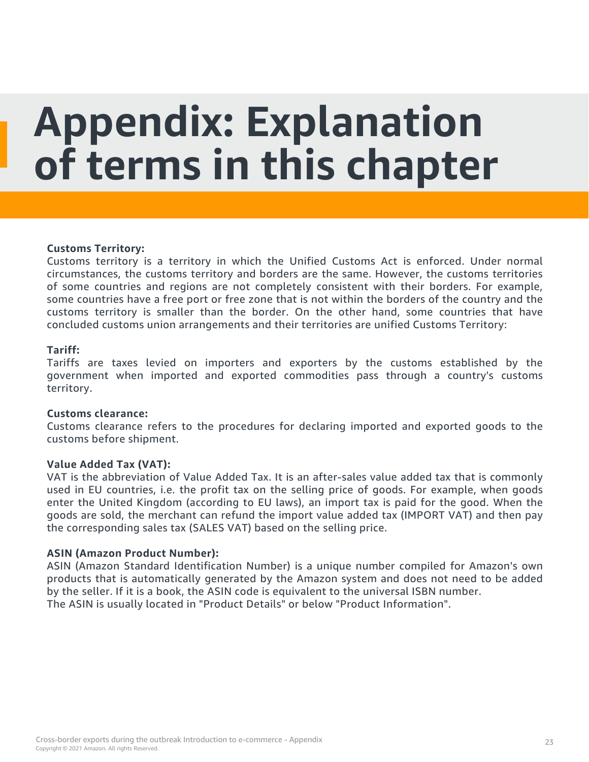# Appendix: Explanation of terms in this chapter

**Customs Territory:**
Customs territory is a territory in which the Unified Customs Act is enforced. Under normal circumstances, the customs territory and borders are the same. However, the customs territories of some countries and regions are not completely consistent with their borders. For example, some countries have a free port or free zone that is not within the borders of the country and the customs territory is smaller than the border. On the other hand, some countries that have concluded customs union arrangements and their territories are unified Customs Territory:

**Tariff:**
Tariffs are taxes levied on importers and exporters by the customs established by the government when imported and exported commodities pass through a country's customs territory.

**Customs clearance:**
Customs clearance refers to the procedures for declaring imported and exported goods to the customs before shipment.

**Value Added Tax (VAT):**
VAT is the abbreviation of Value Added Tax. It is an after-sales value added tax that is commonly used in EU countries, i.e. the profit tax on the selling price of goods. For example, when goods enter the United Kingdom (according to EU laws), an import tax is paid for the good. When the goods are sold, the merchant can refund the import value added tax (IMPORT VAT) and then pay the corresponding sales tax (SALES VAT) based on the selling price.

**ASIN (Amazon Product Number):**
ASIN (Amazon Standard Identification Number) is a unique number compiled for Amazon's own products that is automatically generated by the Amazon system and does not need to be added by the seller. If it is a book, the ASIN code is equivalent to the universal ISBN number.
The ASIN is usually located in "Product Details" or below "Product Information".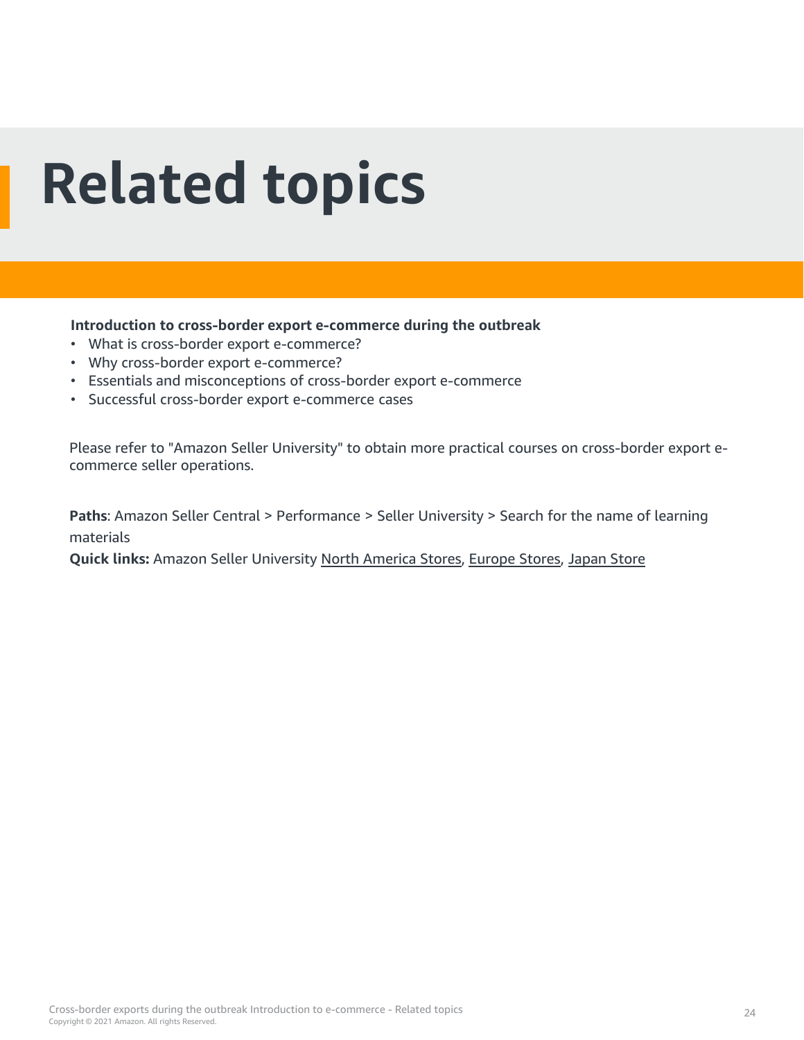# Related topics

**Introduction to cross-border export e-commerce during the outbreak**

- What is cross-border export e-commerce?
- Why cross-border export e-commerce?
- Essentials and misconceptions of cross-border export e-commerce
- Successful cross-border export e-commerce cases

Please refer to "Amazon Seller University" to obtain more practical courses on cross-border export e-commerce seller operations.

**Paths**: Amazon Seller Central > Performance > Seller University > Search for the name of learning materials

**Quick links:** Amazon Seller University North America Stores, Europe Stores, Japan Store